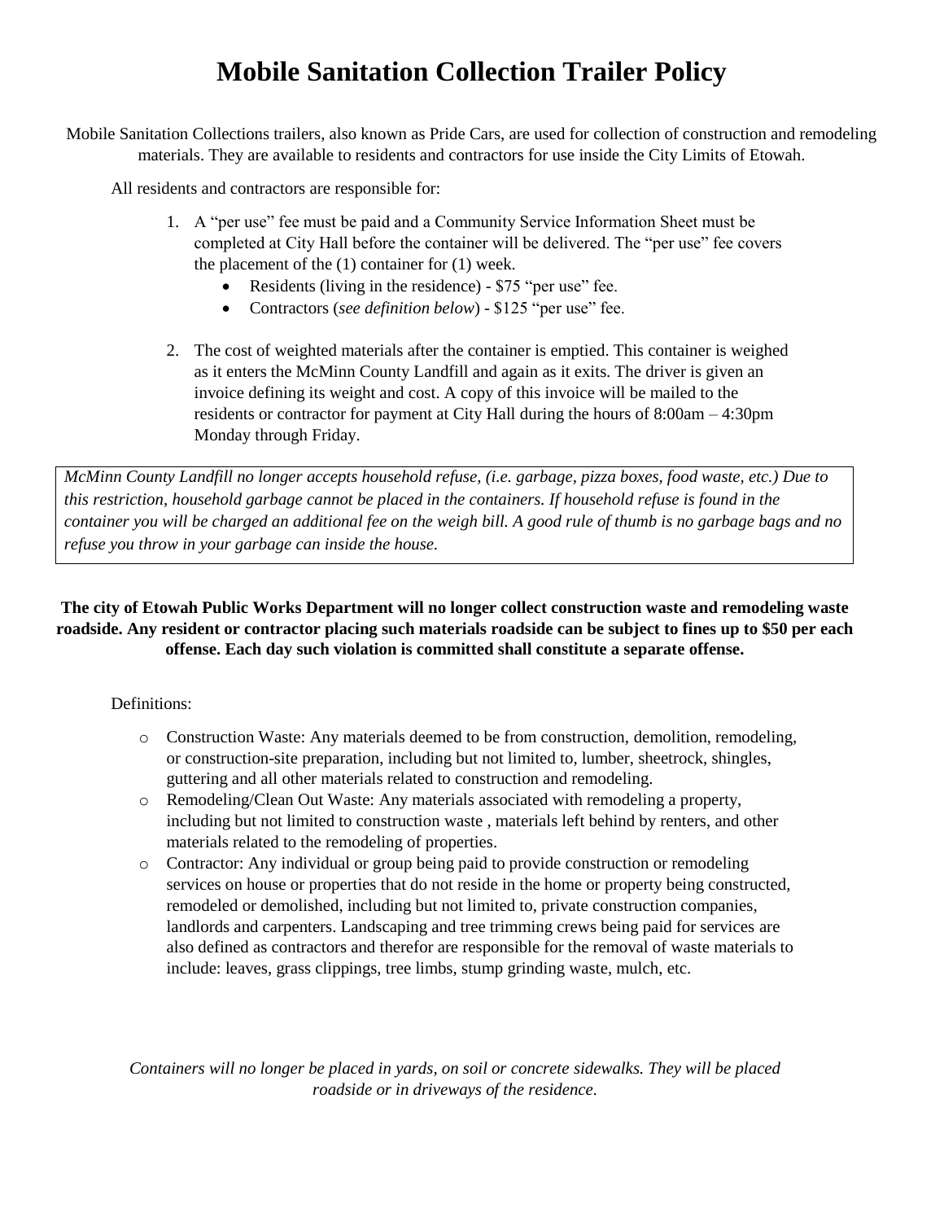# Mobile Sanitation Collection Trailer Policy

Mobile Sanitation Collections trailers, also known as Pride Cars, are used for collection of construction and remodeling materials. They are available to residents and contractors for use inside the City Limits of Etowah.

All residents and contractors are responsible for:

1. A "per use" fee must be paid and a Community Service Information Sheet must be completed at City Hall before the container will be delivered. The "per use" fee covers the placement of the (1) container for (1) week.
   - Residents (living in the residence) - $75 "per use" fee.
   - Contractors (*see definition below*) - $125 "per use" fee.

2. The cost of weighted materials after the container is emptied. This container is weighed as it enters the McMinn County Landfill and again as it exits. The driver is given an invoice defining its weight and cost. A copy of this invoice will be mailed to the residents or contractor for payment at City Hall during the hours of 8:00am – 4:30pm Monday through Friday.

*McMinn County Landfill no longer accepts household refuse, (i.e. garbage, pizza boxes, food waste, etc.) Due to this restriction, household garbage cannot be placed in the containers. If household refuse is found in the container you will be charged an additional fee on the weigh bill. A good rule of thumb is no garbage bags and no refuse you throw in your garbage can inside the house.*

**The city of Etowah Public Works Department will no longer collect construction waste and remodeling waste roadside. Any resident or contractor placing such materials roadside can be subject to fines up to $50 per each offense. Each day such violation is committed shall constitute a separate offense.**

Definitions:

- Construction Waste: Any materials deemed to be from construction, demolition, remodeling, or construction-site preparation, including but not limited to, lumber, sheetrock, shingles, guttering and all other materials related to construction and remodeling.
- Remodeling/Clean Out Waste: Any materials associated with remodeling a property, including but not limited to construction waste , materials left behind by renters, and other materials related to the remodeling of properties.
- Contractor: Any individual or group being paid to provide construction or remodeling services on house or properties that do not reside in the home or property being constructed, remodeled or demolished, including but not limited to, private construction companies, landlords and carpenters. Landscaping and tree trimming crews being paid for services are also defined as contractors and therefor are responsible for the removal of waste materials to include: leaves, grass clippings, tree limbs, stump grinding waste, mulch, etc.

*Containers will no longer be placed in yards, on soil or concrete sidewalks. They will be placed roadside or in driveways of the residence.*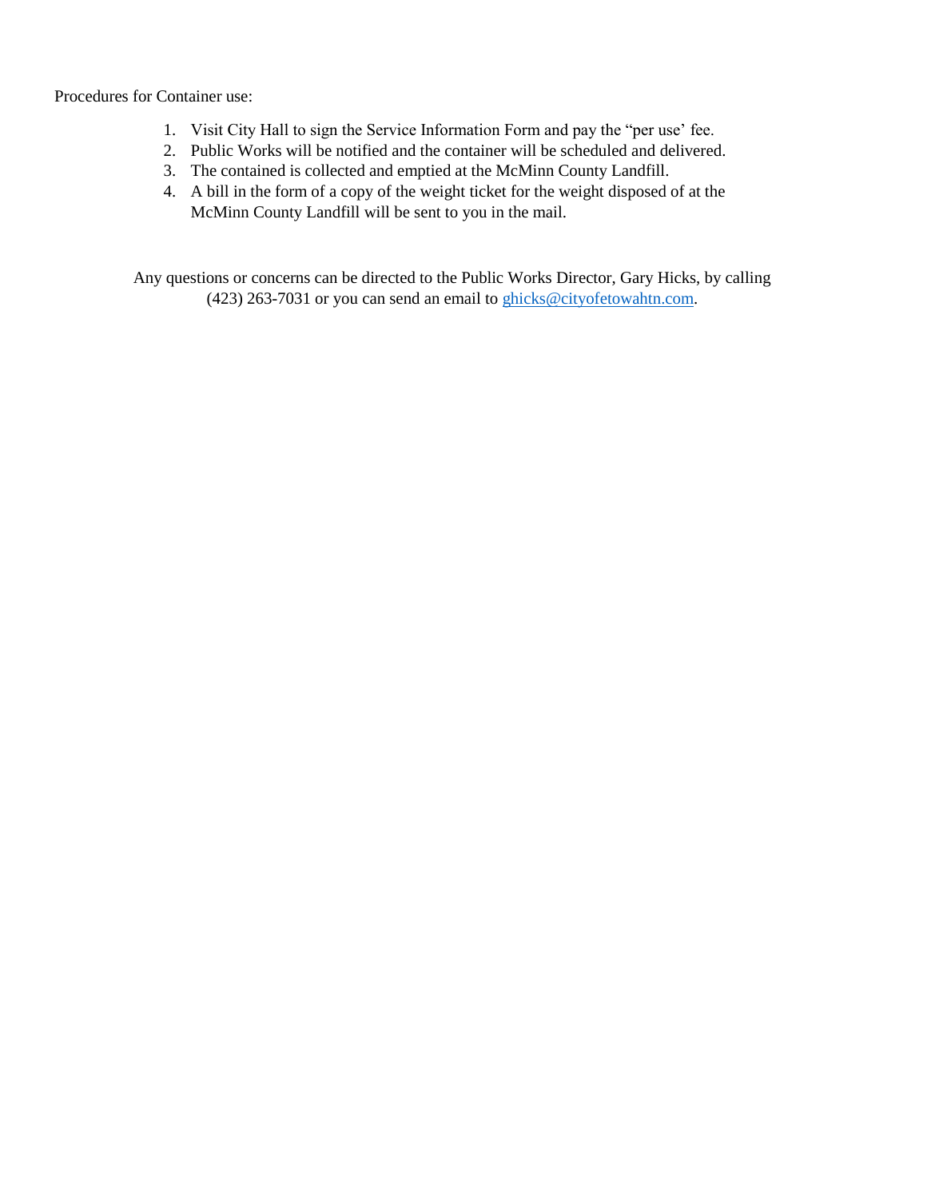Procedures for Container use:

1. Visit City Hall to sign the Service Information Form and pay the "per use' fee.
2. Public Works will be notified and the container will be scheduled and delivered.
3. The contained is collected and emptied at the McMinn County Landfill.
4. A bill in the form of a copy of the weight ticket for the weight disposed of at the McMinn County Landfill will be sent to you in the mail.

Any questions or concerns can be directed to the Public Works Director, Gary Hicks, by calling (423) 263-7031 or you can send an email to ghicks@cityofetowahtn.com.